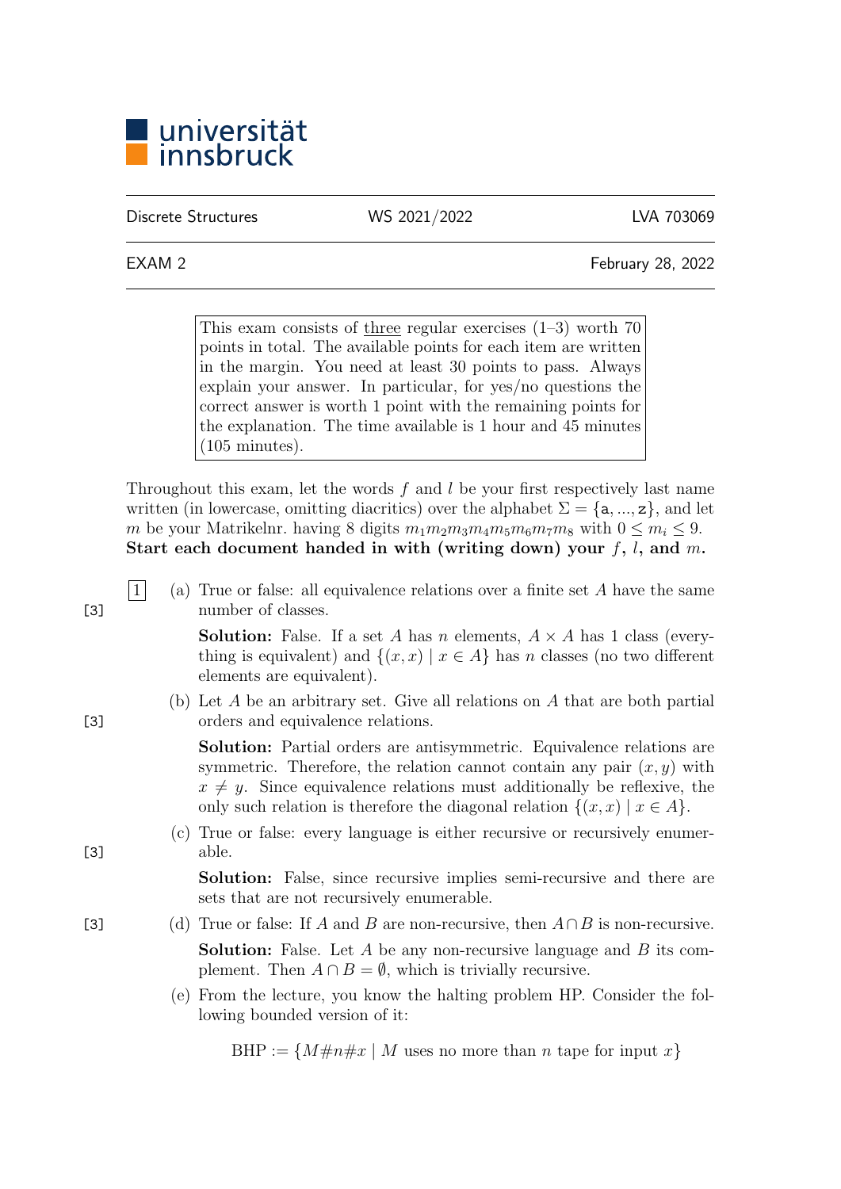universität innsbruck

| Discrete Structures | WS 2021/2022 | LVA 703069 |
|---|---|---|

| EXAM 2 | February 28, 2022 |
|---|---|

> This exam consists of three regular exercises (1–3) worth 70 points in total. The available points for each item are written in the margin. You need at least 30 points to pass. Always explain your answer. In particular, for yes/no questions the correct answer is worth 1 point with the remaining points for the explanation. The time available is 1 hour and 45 minutes (105 minutes).

Throughout this exam, let the words $f$ and $l$ be your first respectively last name written (in lowercase, omitting diacritics) over the alphabet $\Sigma = \{\mathtt{a}, ..., \mathtt{z}\}$, and let $m$ be your Matrikelnr. having 8 digits $m_1m_2m_3m_4m_5m_6m_7m_8$ with $0 \leq m_i \leq 9$. **Start each document handed in with (writing down) your $f$, $l$, and $m$.**

**1**

(a) [3] True or false: all equivalence relations over a finite set $A$ have the same number of classes.

**Solution:** False. If a set $A$ has $n$ elements, $A \times A$ has 1 class (everything is equivalent) and $\{(x, x) \mid x \in A\}$ has $n$ classes (no two different elements are equivalent).

(b) [3] Let $A$ be an arbitrary set. Give all relations on $A$ that are both partial orders and equivalence relations.

**Solution:** Partial orders are antisymmetric. Equivalence relations are symmetric. Therefore, the relation cannot contain any pair $(x, y)$ with $x \neq y$. Since equivalence relations must additionally be reflexive, the only such relation is therefore the diagonal relation $\{(x, x) \mid x \in A\}$.

(c) [3] True or false: every language is either recursive or recursively enumerable.

**Solution:** False, since recursive implies semi-recursive and there are sets that are not recursively enumerable.

(d) [3] True or false: If $A$ and $B$ are non-recursive, then $A \cap B$ is non-recursive.

**Solution:** False. Let $A$ be any non-recursive language and $B$ its complement. Then $A \cap B = \emptyset$, which is trivially recursive.

(e) From the lecture, you know the halting problem HP. Consider the following bounded version of it:

$$\text{BHP} := \{M\#n\#x \mid M \text{ uses no more than } n \text{ tape for input } x\}$$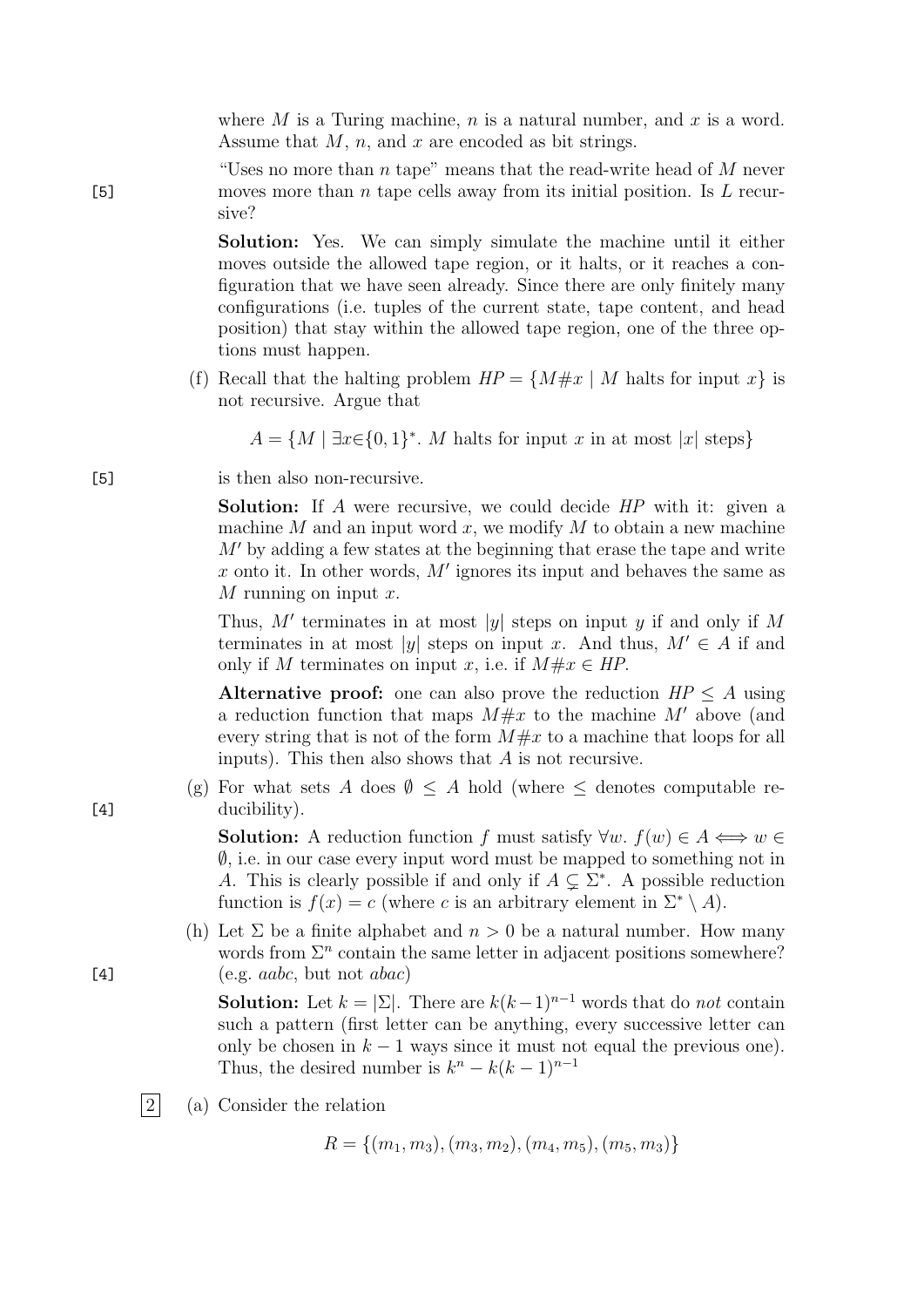where $M$ is a Turing machine, $n$ is a natural number, and $x$ is a word. Assume that $M$, $n$, and $x$ are encoded as bit strings.

[5] "Uses no more than $n$ tape" means that the read-write head of $M$ never moves more than $n$ tape cells away from its initial position. Is $L$ recursive?

**Solution:** Yes. We can simply simulate the machine until it either moves outside the allowed tape region, or it halts, or it reaches a configuration that we have seen already. Since there are only finitely many configurations (i.e. tuples of the current state, tape content, and head position) that stay within the allowed tape region, one of the three options must happen.

(f) Recall that the halting problem $HP = \{M\#x \mid M \text{ halts for input } x\}$ is not recursive. Argue that

$$A = \{M \mid \exists x{\in}\{0,1\}^*.\ M \text{ halts for input } x \text{ in at most } |x| \text{ steps}\}$$

[5] is then also non-recursive.

**Solution:** If $A$ were recursive, we could decide $HP$ with it: given a machine $M$ and an input word $x$, we modify $M$ to obtain a new machine $M'$ by adding a few states at the beginning that erase the tape and write $x$ onto it. In other words, $M'$ ignores its input and behaves the same as $M$ running on input $x$.

Thus, $M'$ terminates in at most $|y|$ steps on input $y$ if and only if $M$ terminates in at most $|y|$ steps on input $x$. And thus, $M' \in A$ if and only if $M$ terminates on input $x$, i.e. if $M\#x \in HP$.

**Alternative proof:** one can also prove the reduction $HP \leq A$ using a reduction function that maps $M\#x$ to the machine $M'$ above (and every string that is not of the form $M\#x$ to a machine that loops for all inputs). This then also shows that $A$ is not recursive.

(g) [4] For what sets $A$ does $\emptyset \leq A$ hold (where $\leq$ denotes computable reducibility).

**Solution:** A reduction function $f$ must satisfy $\forall w.\ f(w) \in A \Longleftrightarrow w \in \emptyset$, i.e. in our case every input word must be mapped to something not in $A$. This is clearly possible if and only if $A \subsetneq \Sigma^*$. A possible reduction function is $f(x) = c$ (where $c$ is an arbitrary element in $\Sigma^* \setminus A$).

(h) [4] Let $\Sigma$ be a finite alphabet and $n > 0$ be a natural number. How many words from $\Sigma^n$ contain the same letter in adjacent positions somewhere? (e.g. *aabc*, but not *abac*)

**Solution:** Let $k = |\Sigma|$. There are $k(k-1)^{n-1}$ words that do *not* contain such a pattern (first letter can be anything, every successive letter can only be chosen in $k-1$ ways since it must not equal the previous one). Thus, the desired number is $k^n - k(k-1)^{n-1}$

2 (a) Consider the relation

$$R = \{(m_1, m_3), (m_3, m_2), (m_4, m_5), (m_5, m_3)\}$$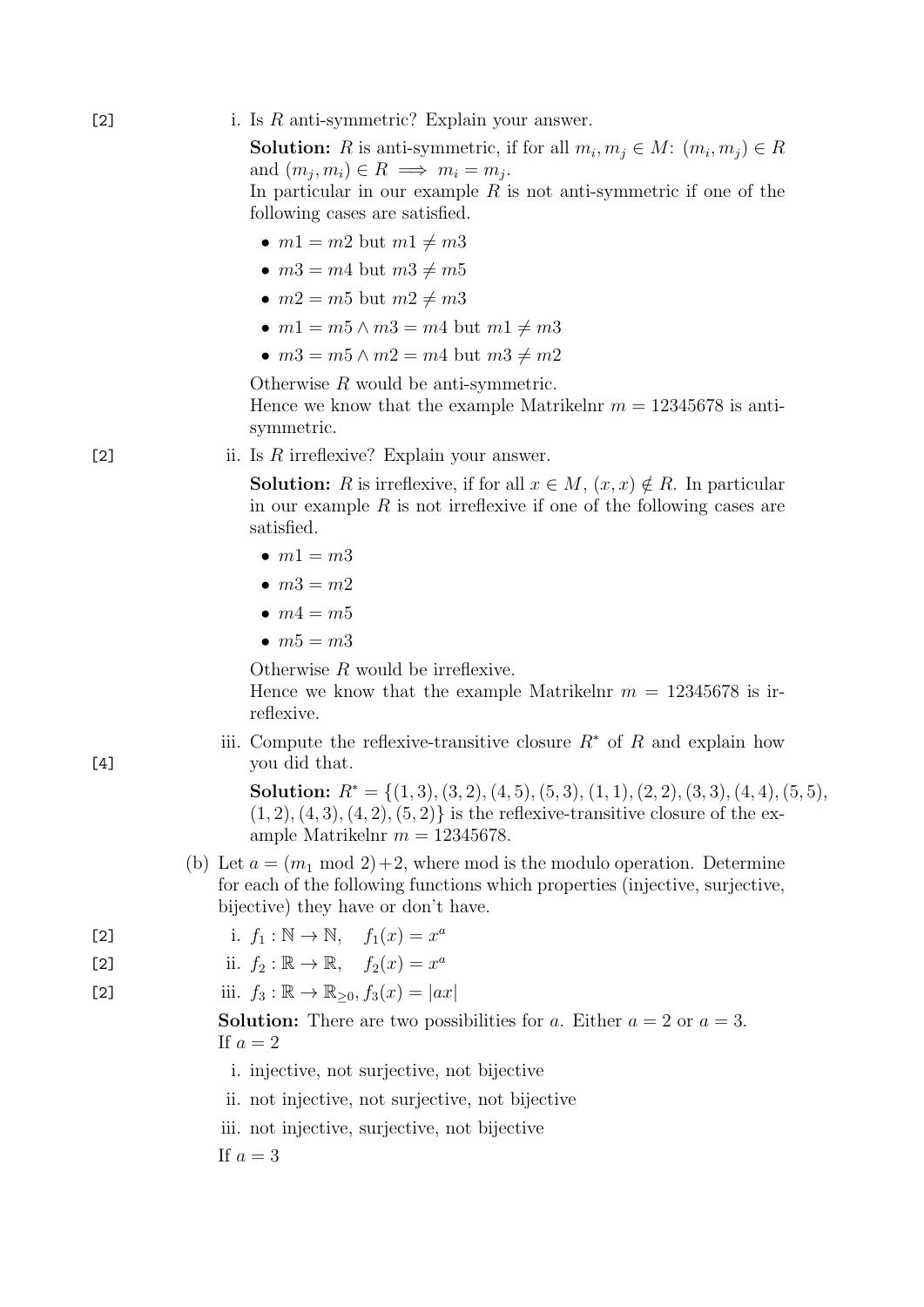[2] i. Is $R$ anti-symmetric? Explain your answer.

**Solution:** $R$ is anti-symmetric, if for all $m_i, m_j \in M$: $(m_i, m_j) \in R$ and $(m_j, m_i) \in R \implies m_i = m_j$.
In particular in our example $R$ is not anti-symmetric if one of the following cases are satisfied.

- $m1 = m2$ but $m1 \neq m3$
- $m3 = m4$ but $m3 \neq m5$
- $m2 = m5$ but $m2 \neq m3$
- $m1 = m5 \wedge m3 = m4$ but $m1 \neq m3$
- $m3 = m5 \wedge m2 = m4$ but $m3 \neq m2$

Otherwise $R$ would be anti-symmetric.
Hence we know that the example Matrikelnr $m = 12345678$ is anti-symmetric.

[2] ii. Is $R$ irreflexive? Explain your answer.

**Solution:** $R$ is irreflexive, if for all $x \in M$, $(x, x) \notin R$. In particular in our example $R$ is not irreflexive if one of the following cases are satisfied.

- $m1 = m3$
- $m3 = m2$
- $m4 = m5$
- $m5 = m3$

Otherwise $R$ would be irreflexive.
Hence we know that the example Matrikelnr $m = 12345678$ is irreflexive.

[4] iii. Compute the reflexive-transitive closure $R^*$ of $R$ and explain how you did that.

**Solution:** $R^* = \{(1,3), (3,2), (4,5), (5,3), (1,1), (2,2), (3,3), (4,4), (5,5), (1,2), (4,3), (4,2), (5,2)\}$ is the reflexive-transitive closure of the example Matrikelnr $m = 12345678$.

(b) Let $a = (m_1 \bmod 2) + 2$, where mod is the modulo operation. Determine for each of the following functions which properties (injective, surjective, bijective) they have or don't have.

[2] i. $f_1 : \mathbb{N} \to \mathbb{N}, \quad f_1(x) = x^a$

[2] ii. $f_2 : \mathbb{R} \to \mathbb{R}, \quad f_2(x) = x^a$

[2] iii. $f_3 : \mathbb{R} \to \mathbb{R}_{\geq 0}, f_3(x) = |ax|$

**Solution:** There are two possibilities for $a$. Either $a = 2$ or $a = 3$.
If $a = 2$

i. injective, not surjective, not bijective

ii. not injective, not surjective, not bijective

iii. not injective, surjective, not bijective

If $a = 3$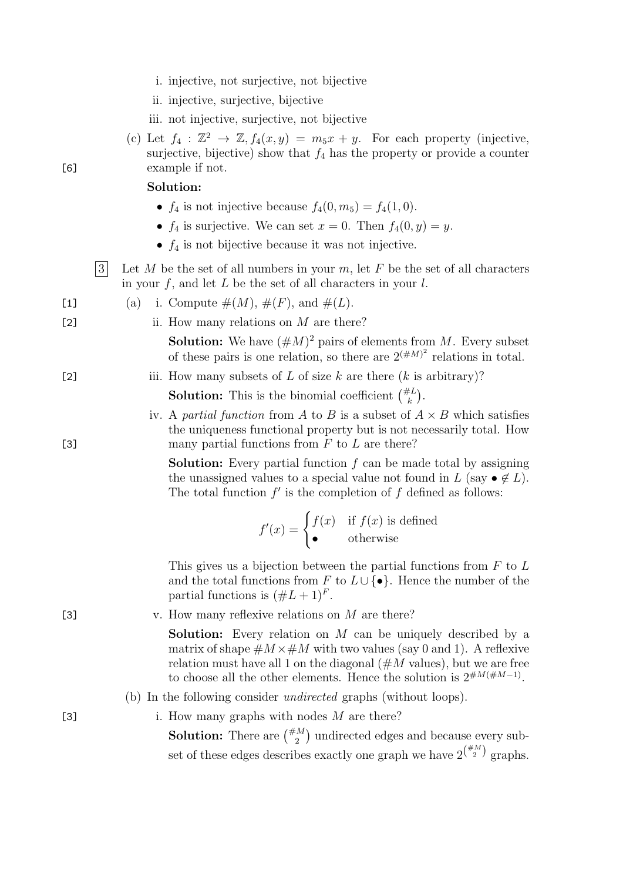i. injective, not surjective, not bijective

ii. injective, surjective, bijective

iii. not injective, surjective, not bijective

(c) [6] Let $f_4 : \mathbb{Z}^2 \to \mathbb{Z}, f_4(x, y) = m_5 x + y$. For each property (injective, surjective, bijective) show that $f_4$ has the property or provide a counter example if not.

**Solution:**

- $f_4$ is not injective because $f_4(0, m_5) = f_4(1, 0)$.
- $f_4$ is surjective. We can set $x = 0$. Then $f_4(0, y) = y$.
- $f_4$ is not bijective because it was not injective.

**3** Let $M$ be the set of all numbers in your $m$, let $F$ be the set of all characters in your $f$, and let $L$ be the set of all characters in your $l$.

(a) i. [1] Compute $\#(M)$, $\#(F)$, and $\#(L)$.

ii. [2] How many relations on $M$ are there?

**Solution:** We have $(\#M)^2$ pairs of elements from $M$. Every subset of these pairs is one relation, so there are $2^{(\#M)^2}$ relations in total.

iii. [2] How many subsets of $L$ of size $k$ are there ($k$ is arbitrary)?

**Solution:** This is the binomial coefficient $\binom{\#L}{k}$.

iv. [3] A *partial function* from $A$ to $B$ is a subset of $A \times B$ which satisfies the uniqueness functional property but is not necessarily total. How many partial functions from $F$ to $L$ are there?

**Solution:** Every partial function $f$ can be made total by assigning the unassigned values to a special value not found in $L$ (say $\bullet \notin L$). The total function $f'$ is the completion of $f$ defined as follows:

$$f'(x) = \begin{cases} f(x) & \text{if } f(x) \text{ is defined} \\ \bullet & \text{otherwise} \end{cases}$$

This gives us a bijection between the partial functions from $F$ to $L$ and the total functions from $F$ to $L \cup \{\bullet\}$. Hence the number of the partial functions is $(\#L + 1)^F$.

v. [3] How many reflexive relations on $M$ are there?

**Solution:** Every relation on $M$ can be uniquely described by a matrix of shape $\#M \times \#M$ with two values (say 0 and 1). A reflexive relation must have all 1 on the diagonal ($\#M$ values), but we are free to choose all the other elements. Hence the solution is $2^{\#M(\#M-1)}$.

(b) In the following consider *undirected* graphs (without loops).

i. [3] How many graphs with nodes $M$ are there?

**Solution:** There are $\binom{\#M}{2}$ undirected edges and because every subset of these edges describes exactly one graph we have $2^{\binom{\#M}{2}}$ graphs.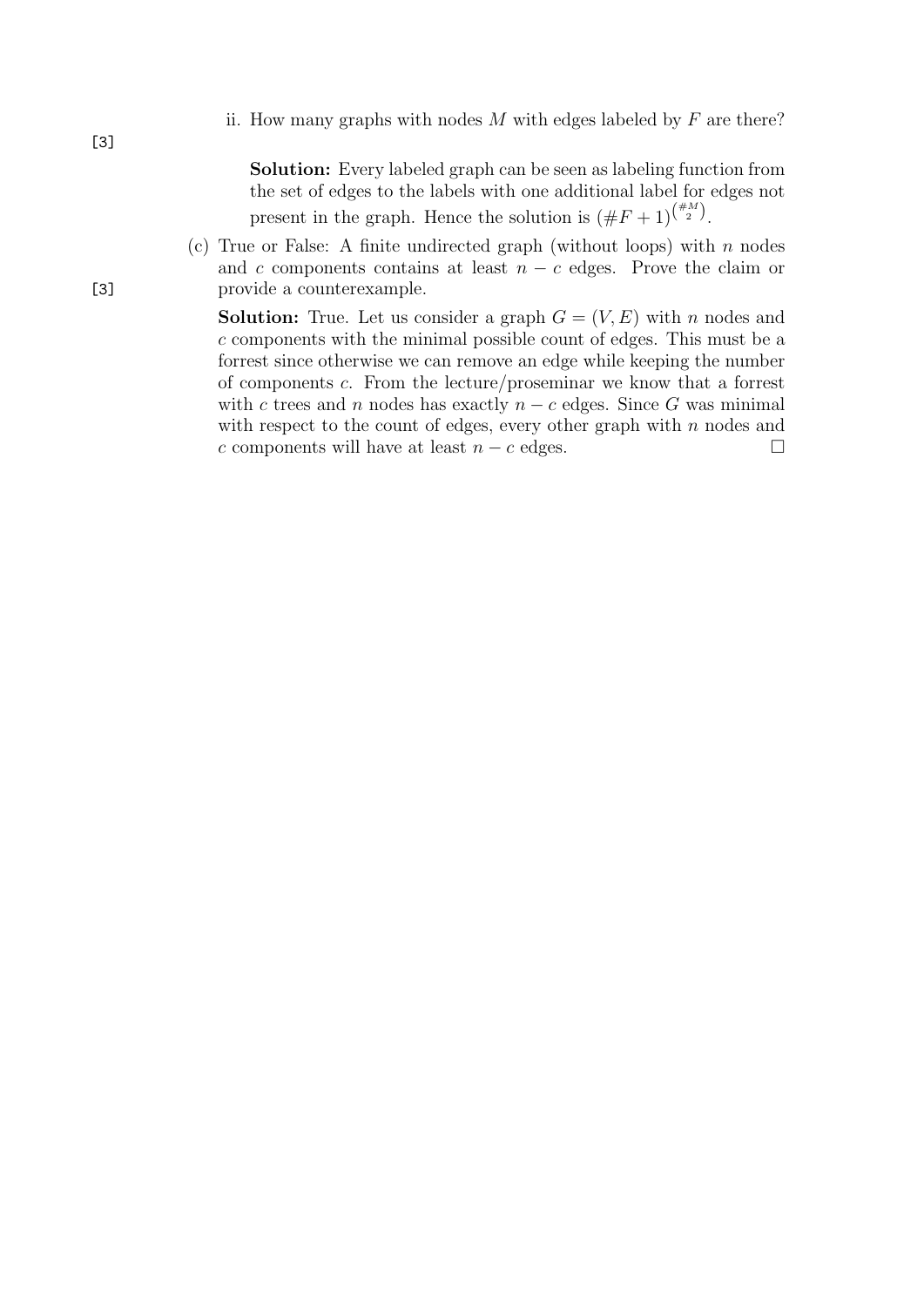ii. How many graphs with nodes $M$ with edges labeled by $F$ are there?

[3]

**Solution:** Every labeled graph can be seen as labeling function from the set of edges to the labels with one additional label for edges not present in the graph. Hence the solution is $(\#F + 1)^{\binom{\#M}{2}}$.

(c) True or False: A finite undirected graph (without loops) with $n$ nodes and $c$ components contains at least $n - c$ edges. Prove the claim or provide a counterexample.

[3]

**Solution:** True. Let us consider a graph $G = (V, E)$ with $n$ nodes and $c$ components with the minimal possible count of edges. This must be a forrest since otherwise we can remove an edge while keeping the number of components $c$. From the lecture/proseminar we know that a forrest with $c$ trees and $n$ nodes has exactly $n - c$ edges. Since $G$ was minimal with respect to the count of edges, every other graph with $n$ nodes and $c$ components will have at least $n - c$ edges. $\square$